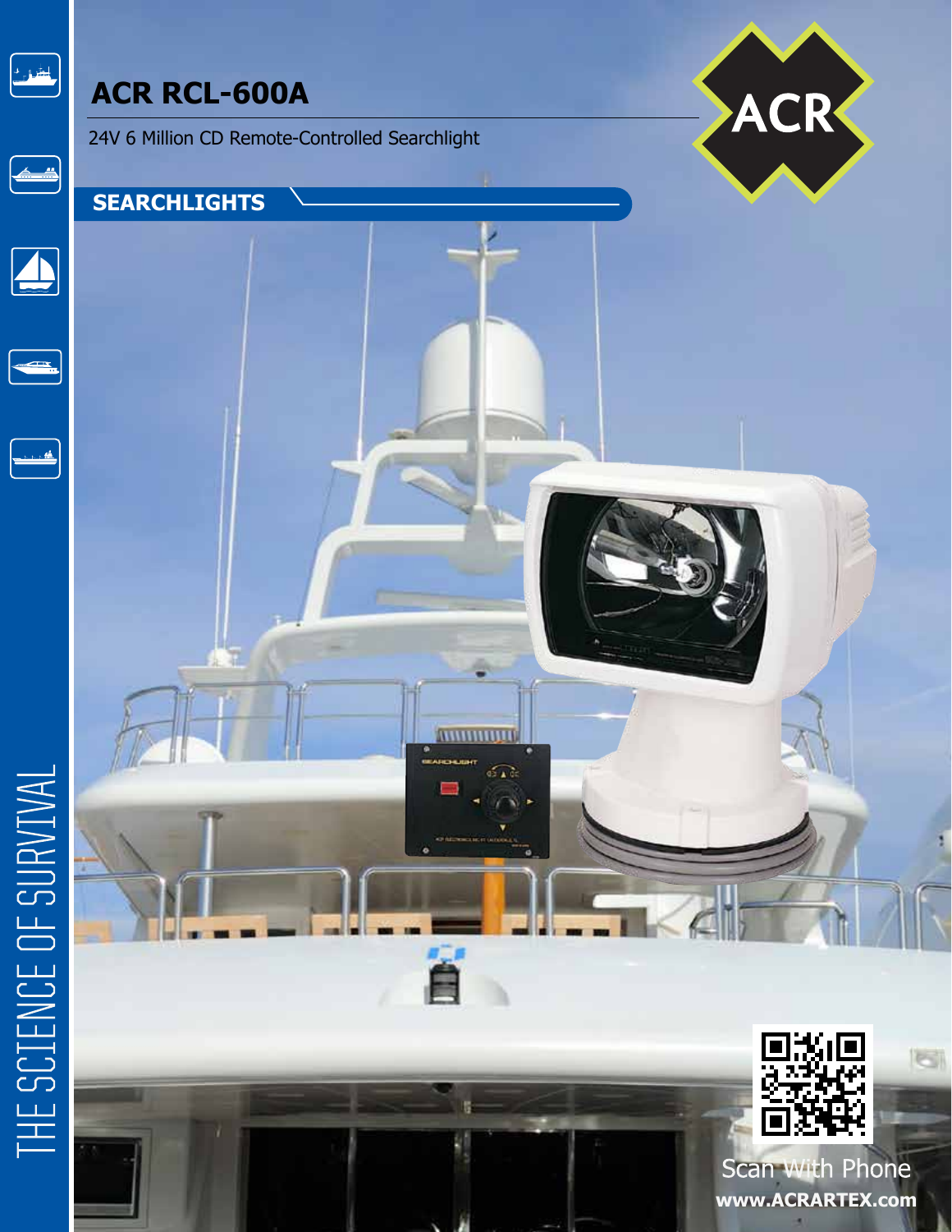# ACR RCL-600A

24V 6 Million CD Remote-Controlled Searchlight

## SEARCHLIGHTS

THE SCIENCE OF SURVIVAL

Scan With Phone

www.ACRARTEX.com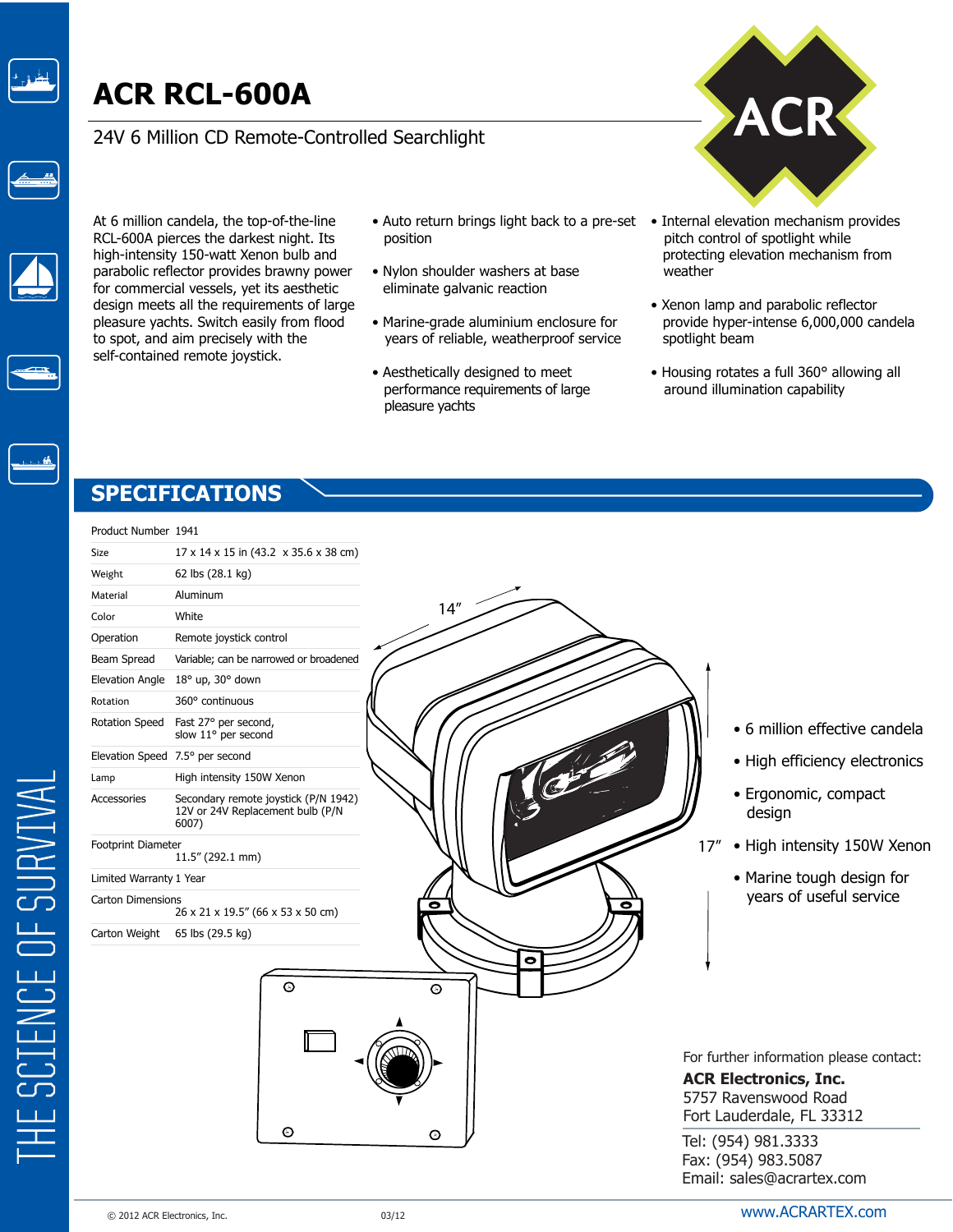# ACR RCL-600A

24V 6 Million CD Remote-Controlled Searchlight

At 6 million candela, the top-of-the-line RCL-600A pierces the darkest night. Its high-intensity 150-watt Xenon bulb and parabolic reflector provides brawny power for commercial vessels, yet its aesthetic design meets all the requirements of large pleasure yachts. Switch easily from flood to spot, and aim precisely with the self-contained remote joystick.

- Auto return brings light back to a pre-set position
- Nylon shoulder washers at base eliminate galvanic reaction
- Marine-grade aluminium enclosure for years of reliable, weatherproof service
- Aesthetically designed to meet performance requirements of large pleasure yachts
- Internal elevation mechanism provides pitch control of spotlight while protecting elevation mechanism from weather
- Xenon lamp and parabolic reflector provide hyper-intense 6,000,000 candela spotlight beam
- Housing rotates a full 360° allowing all around illumination capability

## SPECIFICATIONS

| | |
|---|---|
| Product Number | 1941 |
| Size | 17 x 14 x 15 in (43.2 x 35.6 x 38 cm) |
| Weight | 62 lbs (28.1 kg) |
| Material | Aluminum |
| Color | White |
| Operation | Remote joystick control |
| Beam Spread | Variable; can be narrowed or broadened |
| Elevation Angle | 18° up, 30° down |
| Rotation | 360° continuous |
| Rotation Speed | Fast 27° per second, slow 11° per second |
| Elevation Speed | 7.5° per second |
| Lamp | High intensity 150W Xenon |
| Accessories | Secondary remote joystick (P/N 1942) 12V or 24V Replacement bulb (P/N 6007) |
| Footprint Diameter | 11.5" (292.1 mm) |
| Limited Warranty | 1 Year |
| Carton Dimensions | 26 x 21 x 19.5" (66 x 53 x 50 cm) |
| Carton Weight | 65 lbs (29.5 kg) |

14"

17"

- 6 million effective candela
- High efficiency electronics
- Ergonomic, compact design
- High intensity 150W Xenon
- Marine tough design for years of useful service

For further information please contact:

**ACR Electronics, Inc.**
5757 Ravenswood Road
Fort Lauderdale, FL 33312

Tel: (954) 981.3333
Fax: (954) 983.5087
Email: sales@acrartex.com

THE SCIENCE OF SURVIVAL

© 2012 ACR Electronics, Inc. 03/12 www.ACRARTEX.com